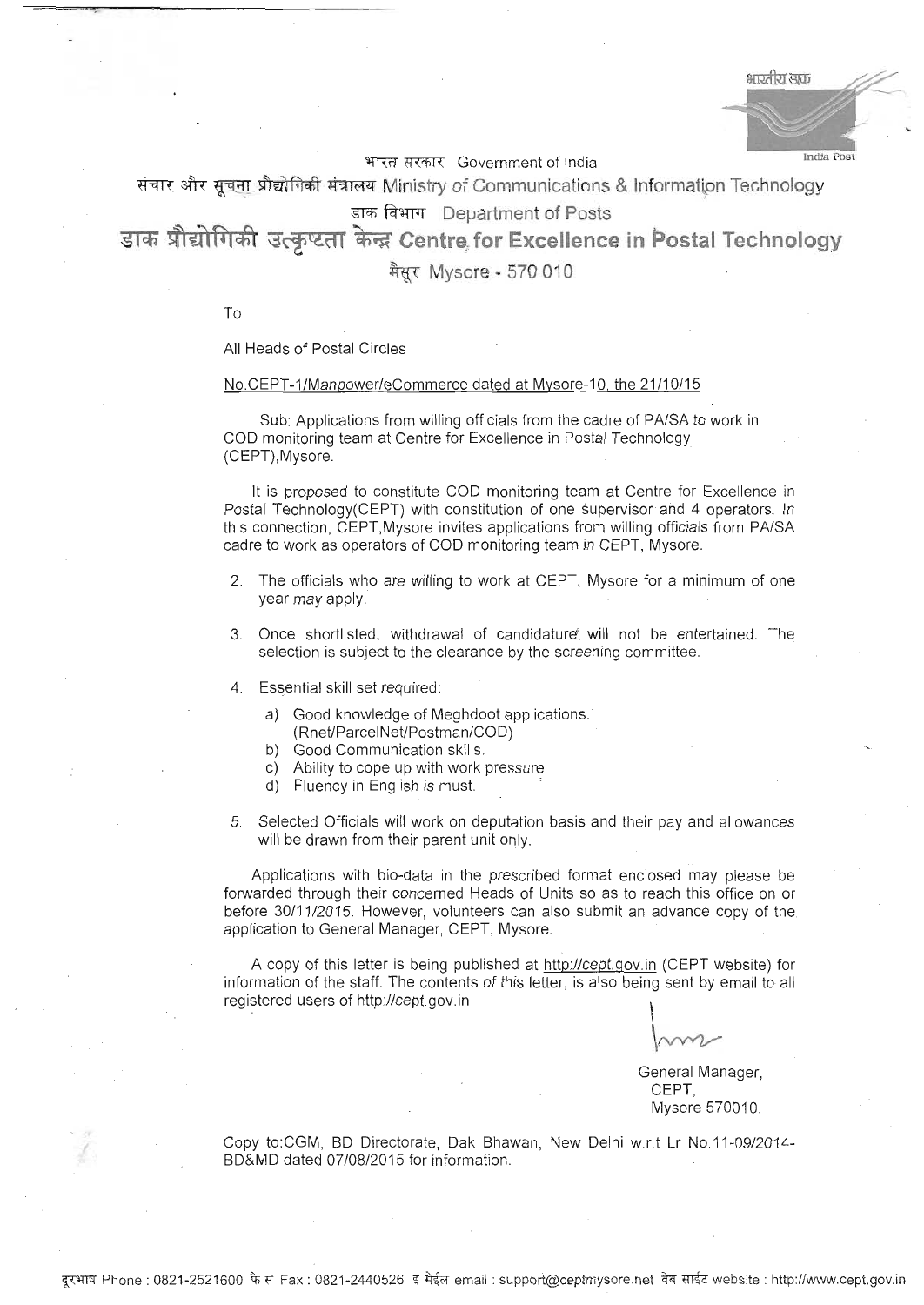भारतीय डाक

India Post

भारत सरकार Government of India

संचार और सूचना प्रौद्योगिकी मंत्रालय Ministry of Communications & Information Technology

डाक विभाग Department of Posts

# डाक प्रौद्योगिकी उत्कृष्टता केन्द्र Centre for Excellence in Postal Technology

मैसूर Mysore - 570 010

To

All Heads of Postal Circles

No.CEPT-1/Manpower/eCommerce dated at Mysore-10, the 21/10/15

Sub: Applications from willing officials from the cadre of PA/SA to work in COD monitoring team at Centre for Excellence in Postal Technology (CEPT),Mysore.

It is proposed to constitute COD monitoring team at Centre for Excellence in Postal Technology(CEPT) with constitution of one supervisor and 4 operators. In this connection, CEPT,Mysore invites applications from willing officials from PA/SA cadre to work as operators of COD monitoring team in CEPT, Mysore.

2. The officials who are willing to work at CEPT, Mysore for a minimum of one year may apply.
3. Once shortlisted, withdrawal of candidature will not be entertained. The selection is subject to the clearance by the screening committee.
4. Essential skill set required:
   a) Good knowledge of Meghdoot applications. (Rnet/ParcelNet/Postman/COD)
   b) Good Communication skills.
   c) Ability to cope up with work pressure
   d) Fluency in English is must.
5. Selected Officials will work on deputation basis and their pay and allowances will be drawn from their parent unit only.

Applications with bio-data in the prescribed format enclosed may please be forwarded through their concerned Heads of Units so as to reach this office on or before 30/11/2015. However, volunteers can also submit an advance copy of the application to General Manager, CEPT, Mysore.

A copy of this letter is being published at http://cept.gov.in (CEPT website) for information of the staff. The contents of this letter, is also being sent by email to all registered users of http://cept.gov.in

General Manager,
CEPT,
Mysore 570010.

Copy to:CGM, BD Directorate, Dak Bhawan, New Delhi w.r.t Lr No.11-09/2014-BD&MD dated 07/08/2015 for information.

दूरभाष Phone : 0821-2521600 फैक्स Fax : 0821-2440526 ई मेईल email : support@ceptmysore.net वेब साईट website : http://www.cept.gov.in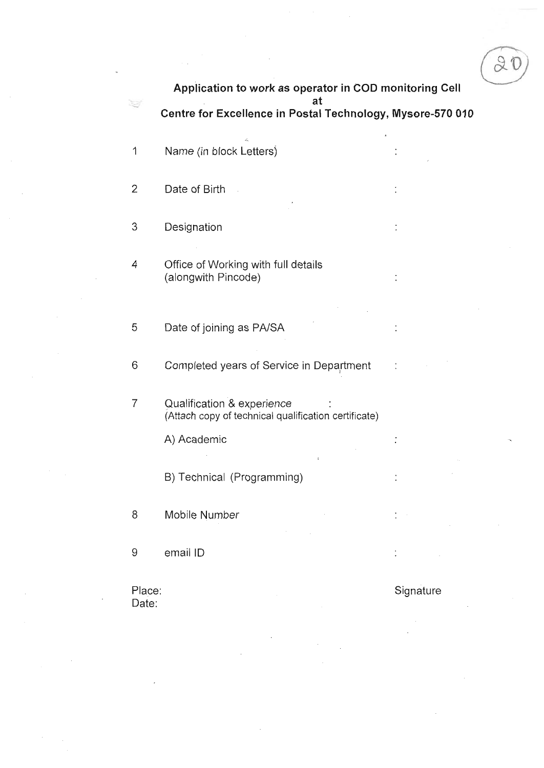**Application to work as operator in COD monitoring Cell**
**at**
**Centre for Excellence in Postal Technology, Mysore-570 010**

1. Name (in block Letters) :

2. Date of Birth :

3. Designation :

4. Office of Working with full details (alongwith Pincode) :

5. Date of joining as PA/SA :

6. Completed years of Service in Department :

7. Qualification & experience :
   (Attach copy of technical qualification certificate)

   A) Academic :

   B) Technical (Programming) :

8. Mobile Number :

9. email ID :

Place:
Date:

Signature